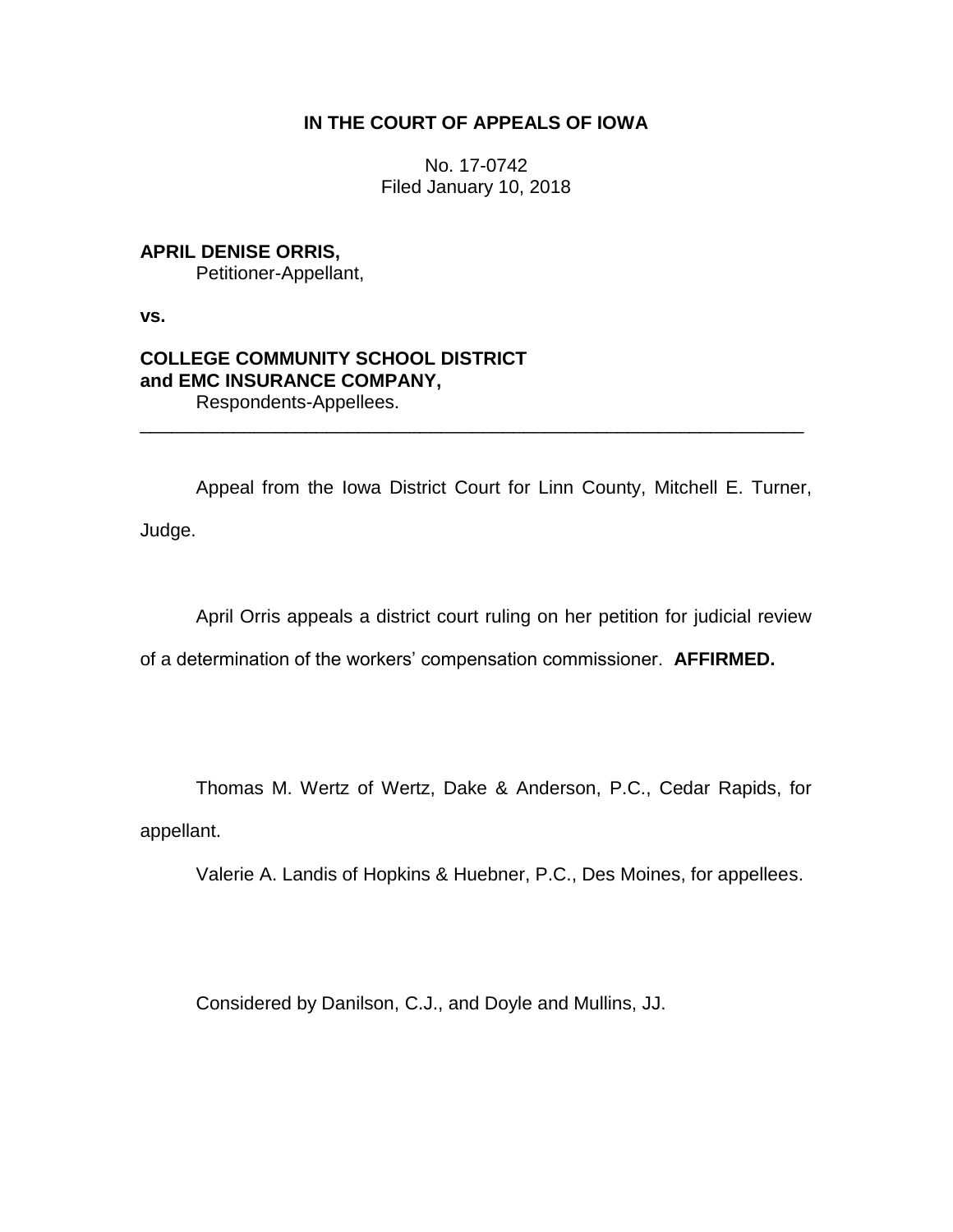**IN THE COURT OF APPEALS OF IOWA**

No. 17-0742
Filed January 10, 2018

**APRIL DENISE ORRIS,**
Petitioner-Appellant,

**vs.**

**COLLEGE COMMUNITY SCHOOL DISTRICT and EMC INSURANCE COMPANY,**
Respondents-Appellees.

---

Appeal from the Iowa District Court for Linn County, Mitchell E. Turner, Judge.

April Orris appeals a district court ruling on her petition for judicial review of a determination of the workers' compensation commissioner. **AFFIRMED.**

Thomas M. Wertz of Wertz, Dake & Anderson, P.C., Cedar Rapids, for appellant.

Valerie A. Landis of Hopkins & Huebner, P.C., Des Moines, for appellees.

Considered by Danilson, C.J., and Doyle and Mullins, JJ.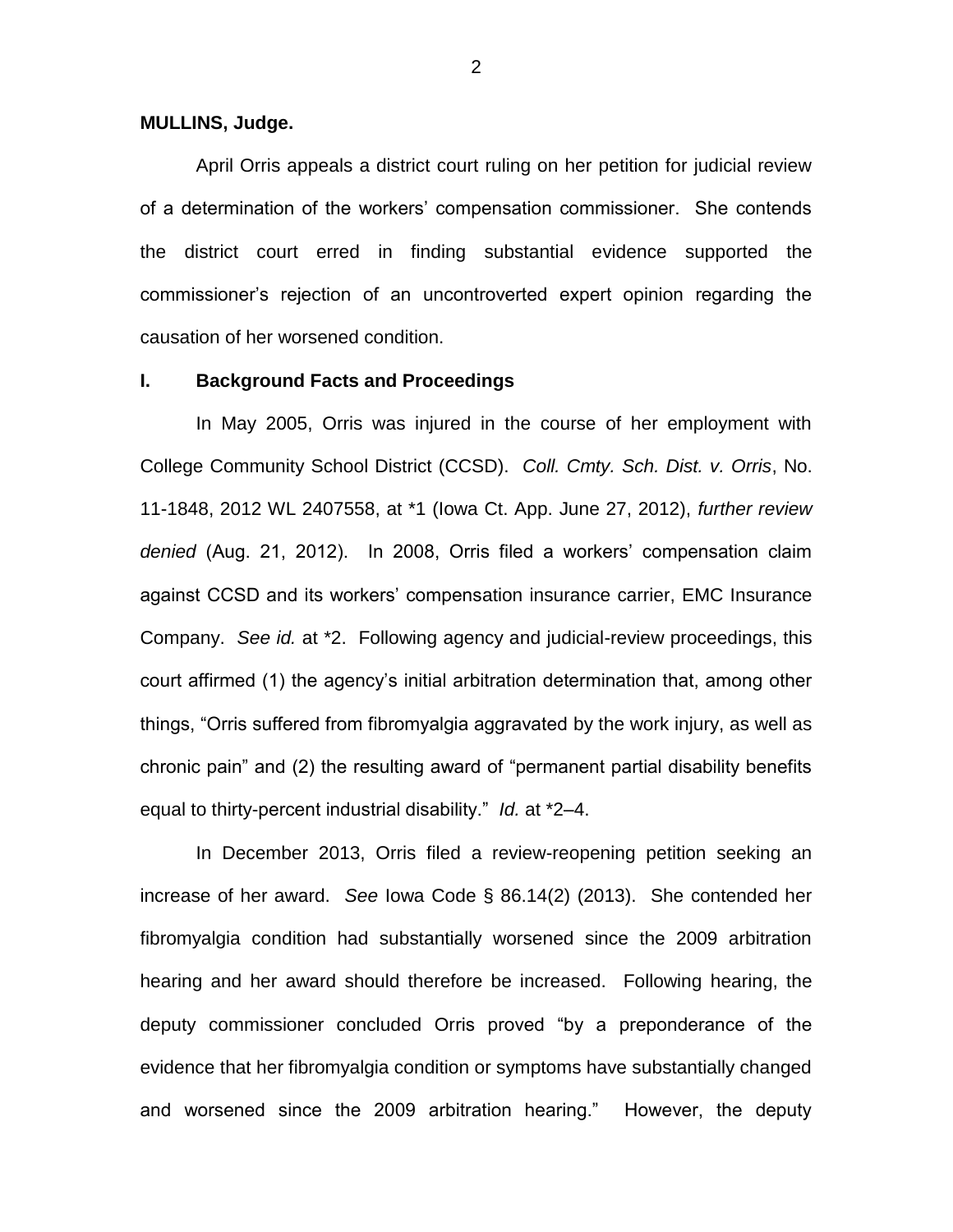**MULLINS, Judge.**

April Orris appeals a district court ruling on her petition for judicial review of a determination of the workers' compensation commissioner. She contends the district court erred in finding substantial evidence supported the commissioner's rejection of an uncontroverted expert opinion regarding the causation of her worsened condition.

## I. Background Facts and Proceedings

In May 2005, Orris was injured in the course of her employment with College Community School District (CCSD). *Coll. Cmty. Sch. Dist. v. Orris*, No. 11-1848, 2012 WL 2407558, at *1 (Iowa Ct. App. June 27, 2012), *further review denied* (Aug. 21, 2012). In 2008, Orris filed a workers' compensation claim against CCSD and its workers' compensation insurance carrier, EMC Insurance Company. *See id.* at *2. Following agency and judicial-review proceedings, this court affirmed (1) the agency's initial arbitration determination that, among other things, "Orris suffered from fibromyalgia aggravated by the work injury, as well as chronic pain" and (2) the resulting award of "permanent partial disability benefits equal to thirty-percent industrial disability." *Id.* at *2–4.

In December 2013, Orris filed a review-reopening petition seeking an increase of her award. *See* Iowa Code § 86.14(2) (2013). She contended her fibromyalgia condition had substantially worsened since the 2009 arbitration hearing and her award should therefore be increased. Following hearing, the deputy commissioner concluded Orris proved "by a preponderance of the evidence that her fibromyalgia condition or symptoms have substantially changed and worsened since the 2009 arbitration hearing." However, the deputy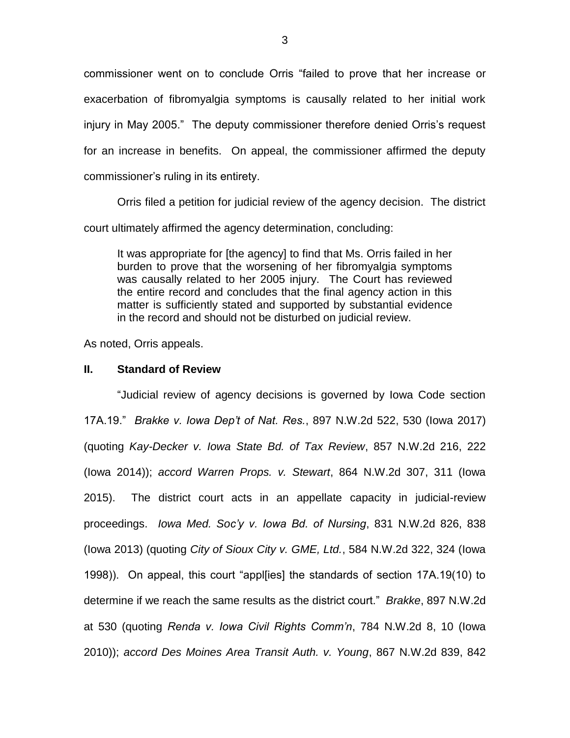commissioner went on to conclude Orris "failed to prove that her increase or exacerbation of fibromyalgia symptoms is causally related to her initial work injury in May 2005." The deputy commissioner therefore denied Orris's request for an increase in benefits. On appeal, the commissioner affirmed the deputy commissioner's ruling in its entirety.

Orris filed a petition for judicial review of the agency decision. The district court ultimately affirmed the agency determination, concluding:

> It was appropriate for [the agency] to find that Ms. Orris failed in her burden to prove that the worsening of her fibromyalgia symptoms was causally related to her 2005 injury. The Court has reviewed the entire record and concludes that the final agency action in this matter is sufficiently stated and supported by substantial evidence in the record and should not be disturbed on judicial review.

As noted, Orris appeals.

## II. Standard of Review

"Judicial review of agency decisions is governed by Iowa Code section 17A.19." *Brakke v. Iowa Dep't of Nat. Res.*, 897 N.W.2d 522, 530 (Iowa 2017) (quoting *Kay-Decker v. Iowa State Bd. of Tax Review*, 857 N.W.2d 216, 222 (Iowa 2014)); *accord Warren Props. v. Stewart*, 864 N.W.2d 307, 311 (Iowa 2015). The district court acts in an appellate capacity in judicial-review proceedings. *Iowa Med. Soc'y v. Iowa Bd. of Nursing*, 831 N.W.2d 826, 838 (Iowa 2013) (quoting *City of Sioux City v. GME, Ltd.*, 584 N.W.2d 322, 324 (Iowa 1998)). On appeal, this court "appl[ies] the standards of section 17A.19(10) to determine if we reach the same results as the district court." *Brakke*, 897 N.W.2d at 530 (quoting *Renda v. Iowa Civil Rights Comm'n*, 784 N.W.2d 8, 10 (Iowa 2010)); *accord Des Moines Area Transit Auth. v. Young*, 867 N.W.2d 839, 842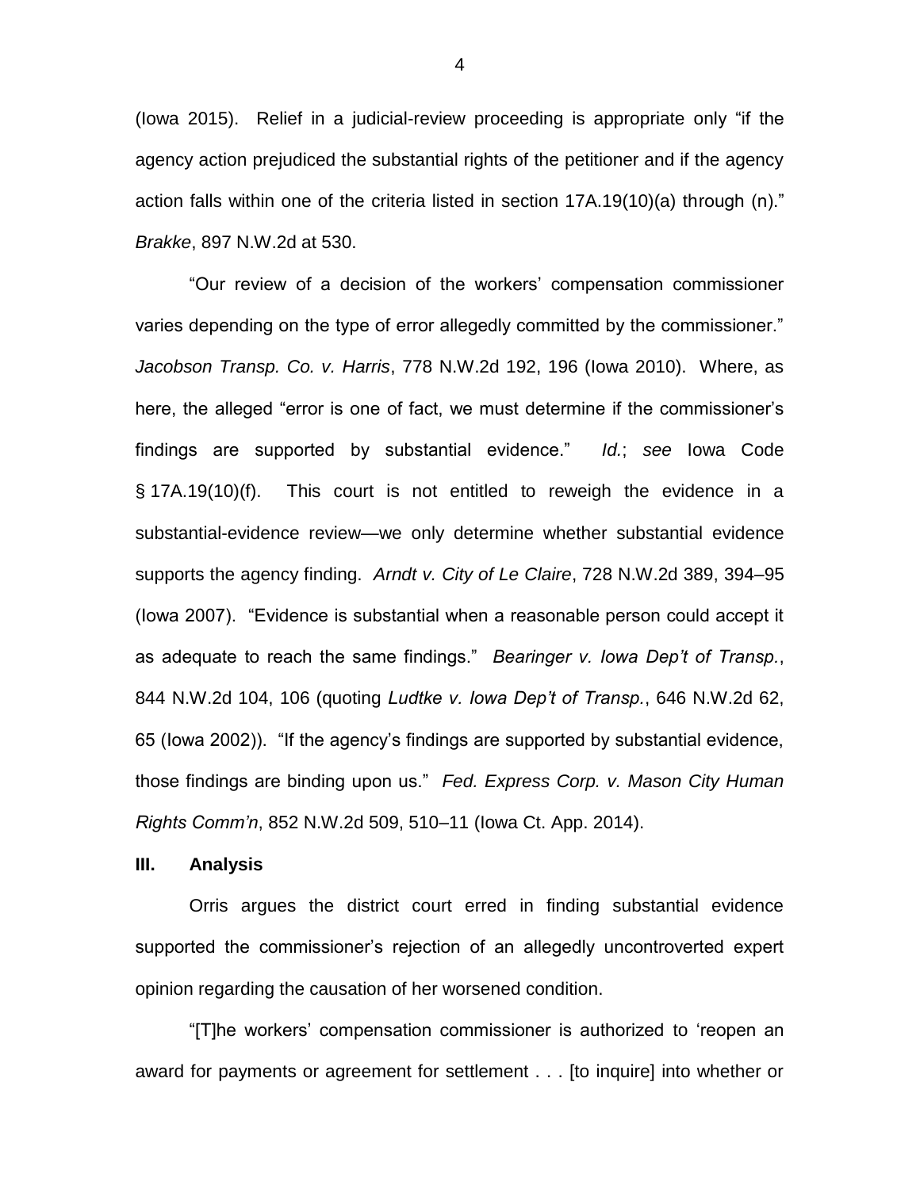(Iowa 2015). Relief in a judicial-review proceeding is appropriate only "if the agency action prejudiced the substantial rights of the petitioner and if the agency action falls within one of the criteria listed in section 17A.19(10)(a) through (n)." *Brakke*, 897 N.W.2d at 530.

"Our review of a decision of the workers' compensation commissioner varies depending on the type of error allegedly committed by the commissioner." *Jacobson Transp. Co. v. Harris*, 778 N.W.2d 192, 196 (Iowa 2010). Where, as here, the alleged "error is one of fact, we must determine if the commissioner's findings are supported by substantial evidence." *Id.*; *see* Iowa Code § 17A.19(10)(f). This court is not entitled to reweigh the evidence in a substantial-evidence review—we only determine whether substantial evidence supports the agency finding. *Arndt v. City of Le Claire*, 728 N.W.2d 389, 394–95 (Iowa 2007). "Evidence is substantial when a reasonable person could accept it as adequate to reach the same findings." *Bearinger v. Iowa Dep't of Transp.*, 844 N.W.2d 104, 106 (quoting *Ludtke v. Iowa Dep't of Transp.*, 646 N.W.2d 62, 65 (Iowa 2002)). "If the agency's findings are supported by substantial evidence, those findings are binding upon us." *Fed. Express Corp. v. Mason City Human Rights Comm'n*, 852 N.W.2d 509, 510–11 (Iowa Ct. App. 2014).

## III. Analysis

Orris argues the district court erred in finding substantial evidence supported the commissioner's rejection of an allegedly uncontroverted expert opinion regarding the causation of her worsened condition.

"[T]he workers' compensation commissioner is authorized to 'reopen an award for payments or agreement for settlement . . . [to inquire] into whether or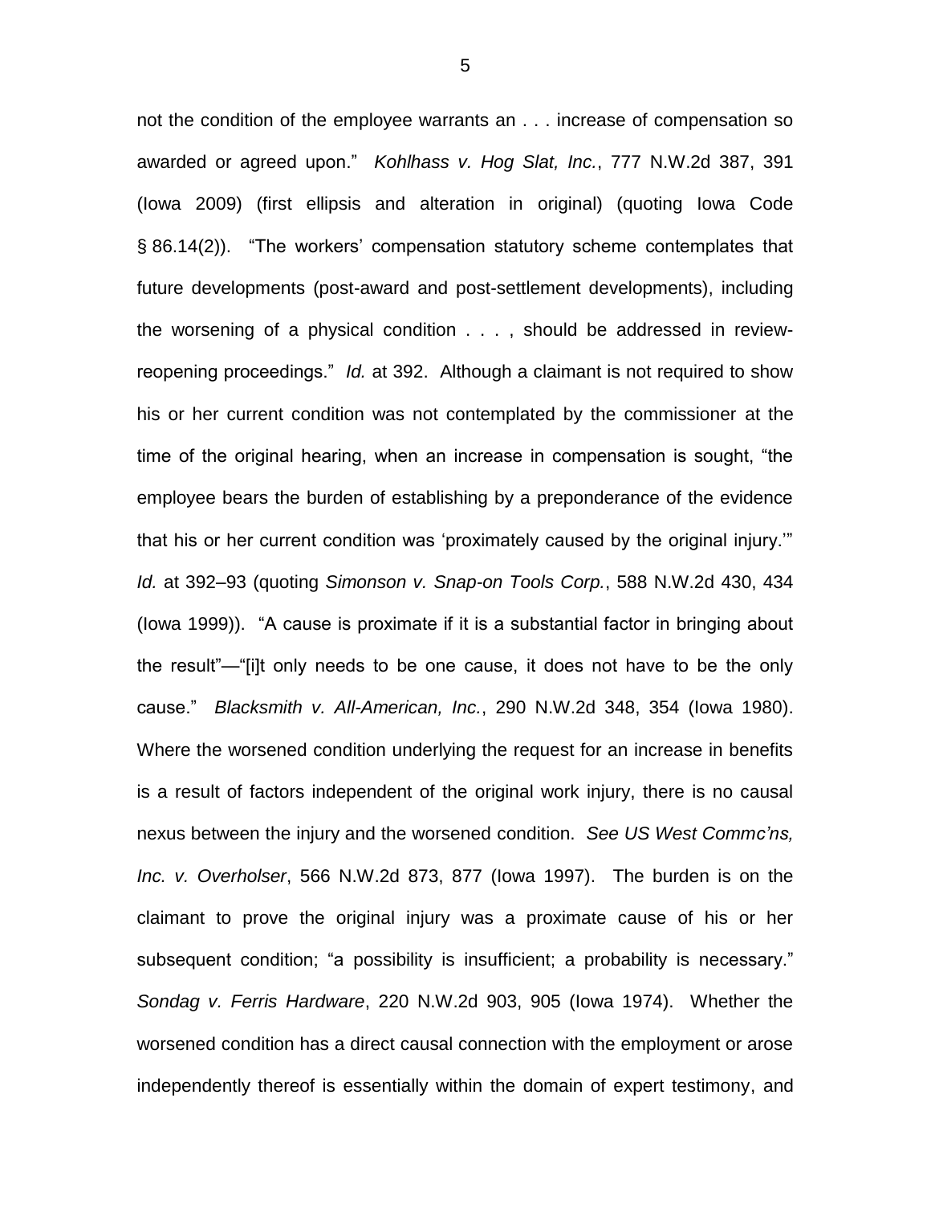not the condition of the employee warrants an . . . increase of compensation so awarded or agreed upon." *Kohlhass v. Hog Slat, Inc.*, 777 N.W.2d 387, 391 (Iowa 2009) (first ellipsis and alteration in original) (quoting Iowa Code § 86.14(2)). "The workers' compensation statutory scheme contemplates that future developments (post-award and post-settlement developments), including the worsening of a physical condition . . . , should be addressed in review-reopening proceedings." *Id.* at 392. Although a claimant is not required to show his or her current condition was not contemplated by the commissioner at the time of the original hearing, when an increase in compensation is sought, "the employee bears the burden of establishing by a preponderance of the evidence that his or her current condition was 'proximately caused by the original injury.'" *Id.* at 392–93 (quoting *Simonson v. Snap-on Tools Corp.*, 588 N.W.2d 430, 434 (Iowa 1999)). "A cause is proximate if it is a substantial factor in bringing about the result"—"[i]t only needs to be one cause, it does not have to be the only cause." *Blacksmith v. All-American, Inc.*, 290 N.W.2d 348, 354 (Iowa 1980). Where the worsened condition underlying the request for an increase in benefits is a result of factors independent of the original work injury, there is no causal nexus between the injury and the worsened condition. *See US West Commc'ns, Inc. v. Overholser*, 566 N.W.2d 873, 877 (Iowa 1997). The burden is on the claimant to prove the original injury was a proximate cause of his or her subsequent condition; "a possibility is insufficient; a probability is necessary." *Sondag v. Ferris Hardware*, 220 N.W.2d 903, 905 (Iowa 1974). Whether the worsened condition has a direct causal connection with the employment or arose independently thereof is essentially within the domain of expert testimony, and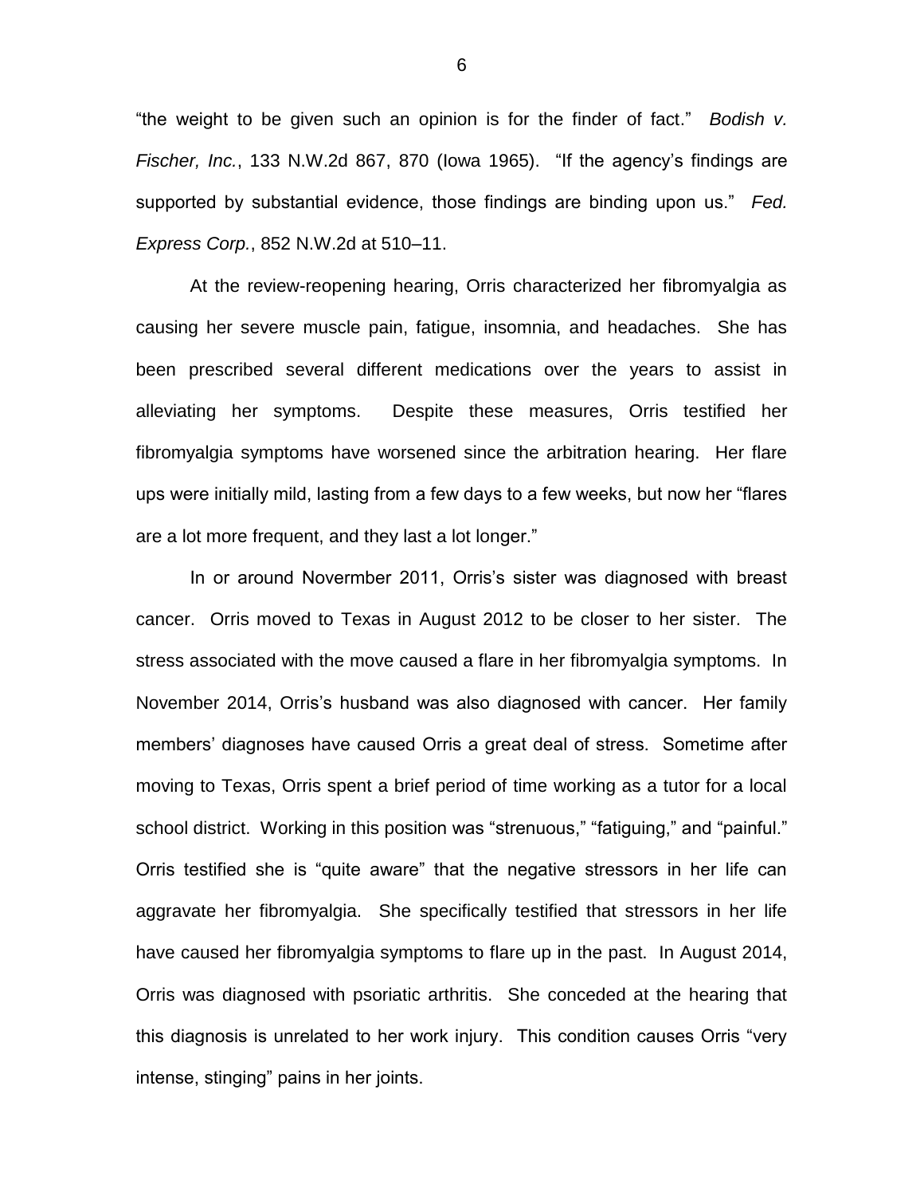"the weight to be given such an opinion is for the finder of fact." *Bodish v. Fischer, Inc.*, 133 N.W.2d 867, 870 (Iowa 1965). "If the agency's findings are supported by substantial evidence, those findings are binding upon us." *Fed. Express Corp.*, 852 N.W.2d at 510–11.

At the review-reopening hearing, Orris characterized her fibromyalgia as causing her severe muscle pain, fatigue, insomnia, and headaches. She has been prescribed several different medications over the years to assist in alleviating her symptoms. Despite these measures, Orris testified her fibromyalgia symptoms have worsened since the arbitration hearing. Her flare ups were initially mild, lasting from a few days to a few weeks, but now her "flares are a lot more frequent, and they last a lot longer."

In or around Novermber 2011, Orris's sister was diagnosed with breast cancer. Orris moved to Texas in August 2012 to be closer to her sister. The stress associated with the move caused a flare in her fibromyalgia symptoms. In November 2014, Orris's husband was also diagnosed with cancer. Her family members' diagnoses have caused Orris a great deal of stress. Sometime after moving to Texas, Orris spent a brief period of time working as a tutor for a local school district. Working in this position was "strenuous," "fatiguing," and "painful." Orris testified she is "quite aware" that the negative stressors in her life can aggravate her fibromyalgia. She specifically testified that stressors in her life have caused her fibromyalgia symptoms to flare up in the past. In August 2014, Orris was diagnosed with psoriatic arthritis. She conceded at the hearing that this diagnosis is unrelated to her work injury. This condition causes Orris "very intense, stinging" pains in her joints.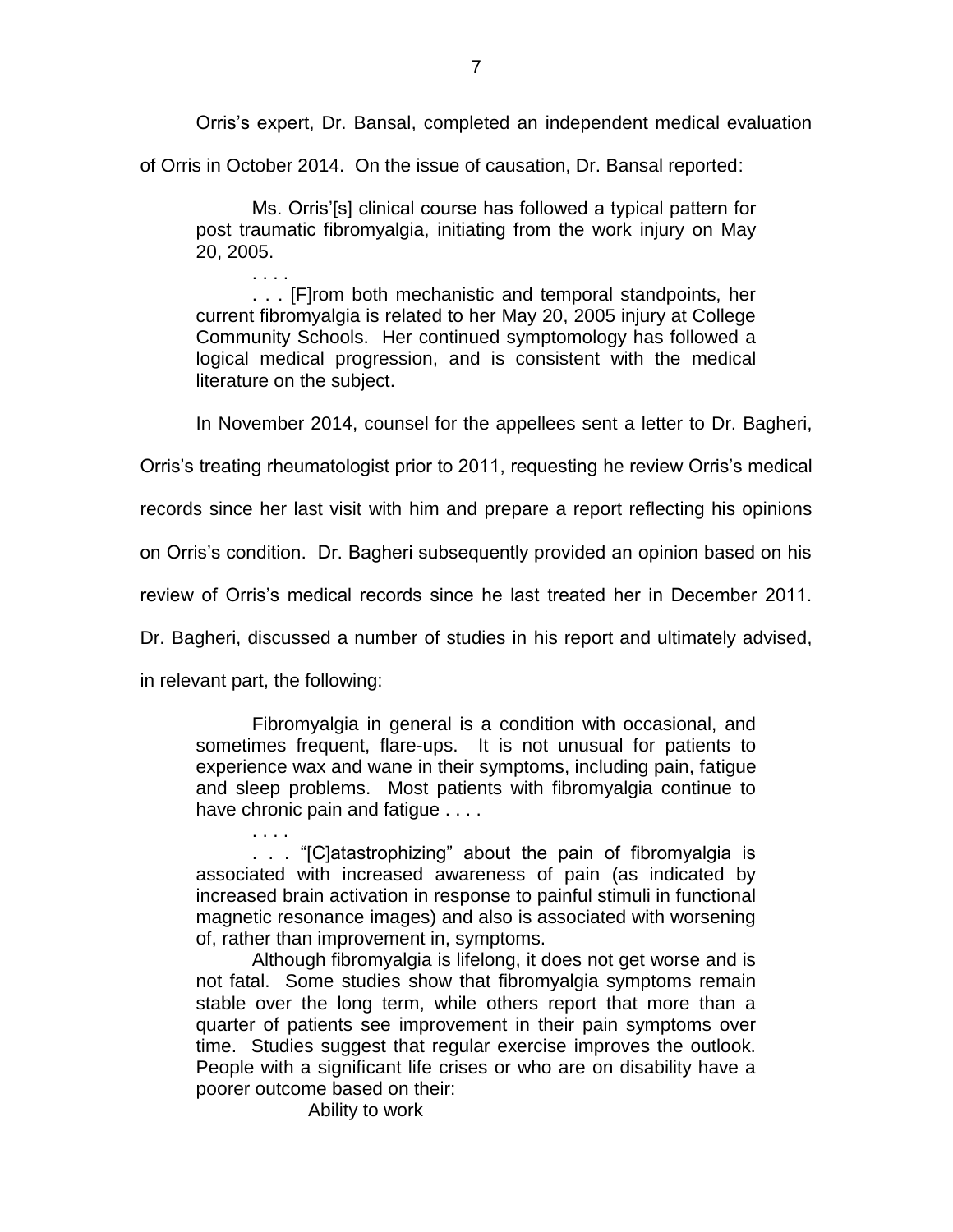Orris's expert, Dr. Bansal, completed an independent medical evaluation of Orris in October 2014. On the issue of causation, Dr. Bansal reported:

> Ms. Orris'[s] clinical course has followed a typical pattern for post traumatic fibromyalgia, initiating from the work injury on May 20, 2005.
>
> . . . .
>
> . . . [F]rom both mechanistic and temporal standpoints, her current fibromyalgia is related to her May 20, 2005 injury at College Community Schools. Her continued symptomology has followed a logical medical progression, and is consistent with the medical literature on the subject.

In November 2014, counsel for the appellees sent a letter to Dr. Bagheri, Orris's treating rheumatologist prior to 2011, requesting he review Orris's medical records since her last visit with him and prepare a report reflecting his opinions on Orris's condition. Dr. Bagheri subsequently provided an opinion based on his review of Orris's medical records since he last treated her in December 2011. Dr. Bagheri, discussed a number of studies in his report and ultimately advised, in relevant part, the following:

> Fibromyalgia in general is a condition with occasional, and sometimes frequent, flare-ups. It is not unusual for patients to experience wax and wane in their symptoms, including pain, fatigue and sleep problems. Most patients with fibromyalgia continue to have chronic pain and fatigue . . . .
>
> . . . .
>
> . . . "[C]atastrophizing" about the pain of fibromyalgia is associated with increased awareness of pain (as indicated by increased brain activation in response to painful stimuli in functional magnetic resonance images) and also is associated with worsening of, rather than improvement in, symptoms.
>
> Although fibromyalgia is lifelong, it does not get worse and is not fatal. Some studies show that fibromyalgia symptoms remain stable over the long term, while others report that more than a quarter of patients see improvement in their pain symptoms over time. Studies suggest that regular exercise improves the outlook. People with a significant life crises or who are on disability have a poorer outcome based on their:
>
> Ability to work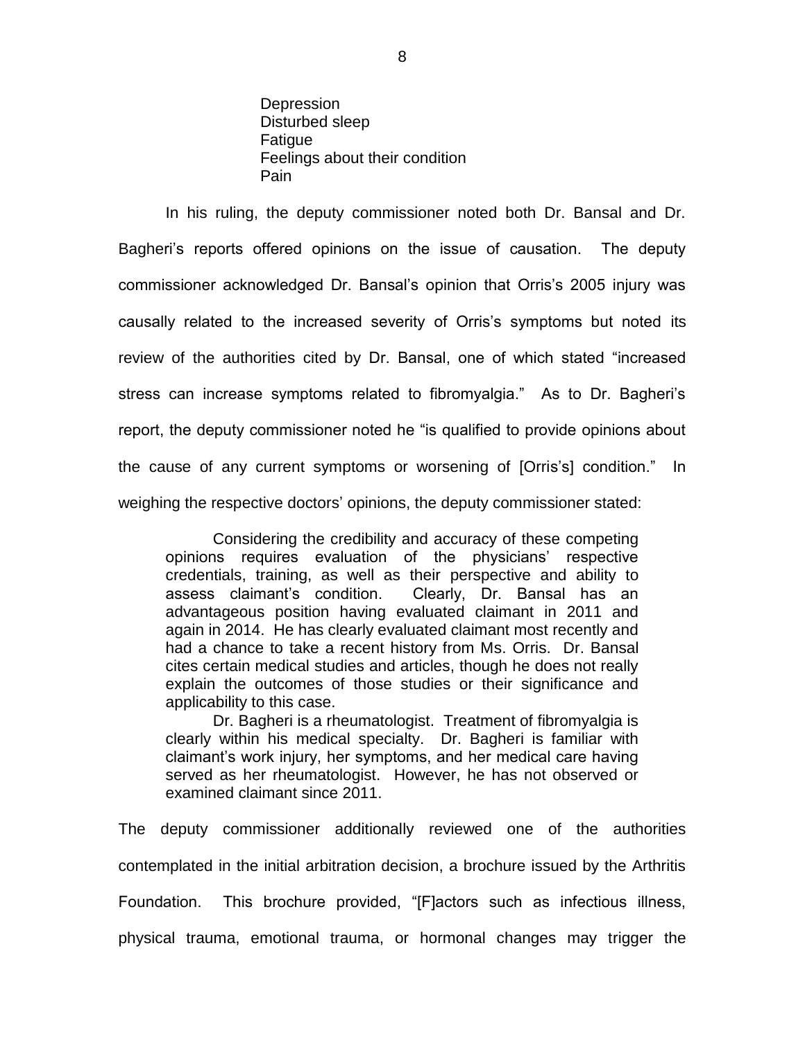Depression
Disturbed sleep
Fatigue
Feelings about their condition
Pain

In his ruling, the deputy commissioner noted both Dr. Bansal and Dr. Bagheri's reports offered opinions on the issue of causation. The deputy commissioner acknowledged Dr. Bansal's opinion that Orris's 2005 injury was causally related to the increased severity of Orris's symptoms but noted its review of the authorities cited by Dr. Bansal, one of which stated "increased stress can increase symptoms related to fibromyalgia." As to Dr. Bagheri's report, the deputy commissioner noted he "is qualified to provide opinions about the cause of any current symptoms or worsening of [Orris's] condition." In weighing the respective doctors' opinions, the deputy commissioner stated:

> Considering the credibility and accuracy of these competing opinions requires evaluation of the physicians' respective credentials, training, as well as their perspective and ability to assess claimant's condition. Clearly, Dr. Bansal has an advantageous position having evaluated claimant in 2011 and again in 2014. He has clearly evaluated claimant most recently and had a chance to take a recent history from Ms. Orris. Dr. Bansal cites certain medical studies and articles, though he does not really explain the outcomes of those studies or their significance and applicability to this case.
>
> Dr. Bagheri is a rheumatologist. Treatment of fibromyalgia is clearly within his medical specialty. Dr. Bagheri is familiar with claimant's work injury, her symptoms, and her medical care having served as her rheumatologist. However, he has not observed or examined claimant since 2011.

The deputy commissioner additionally reviewed one of the authorities contemplated in the initial arbitration decision, a brochure issued by the Arthritis Foundation. This brochure provided, "[F]actors such as infectious illness, physical trauma, emotional trauma, or hormonal changes may trigger the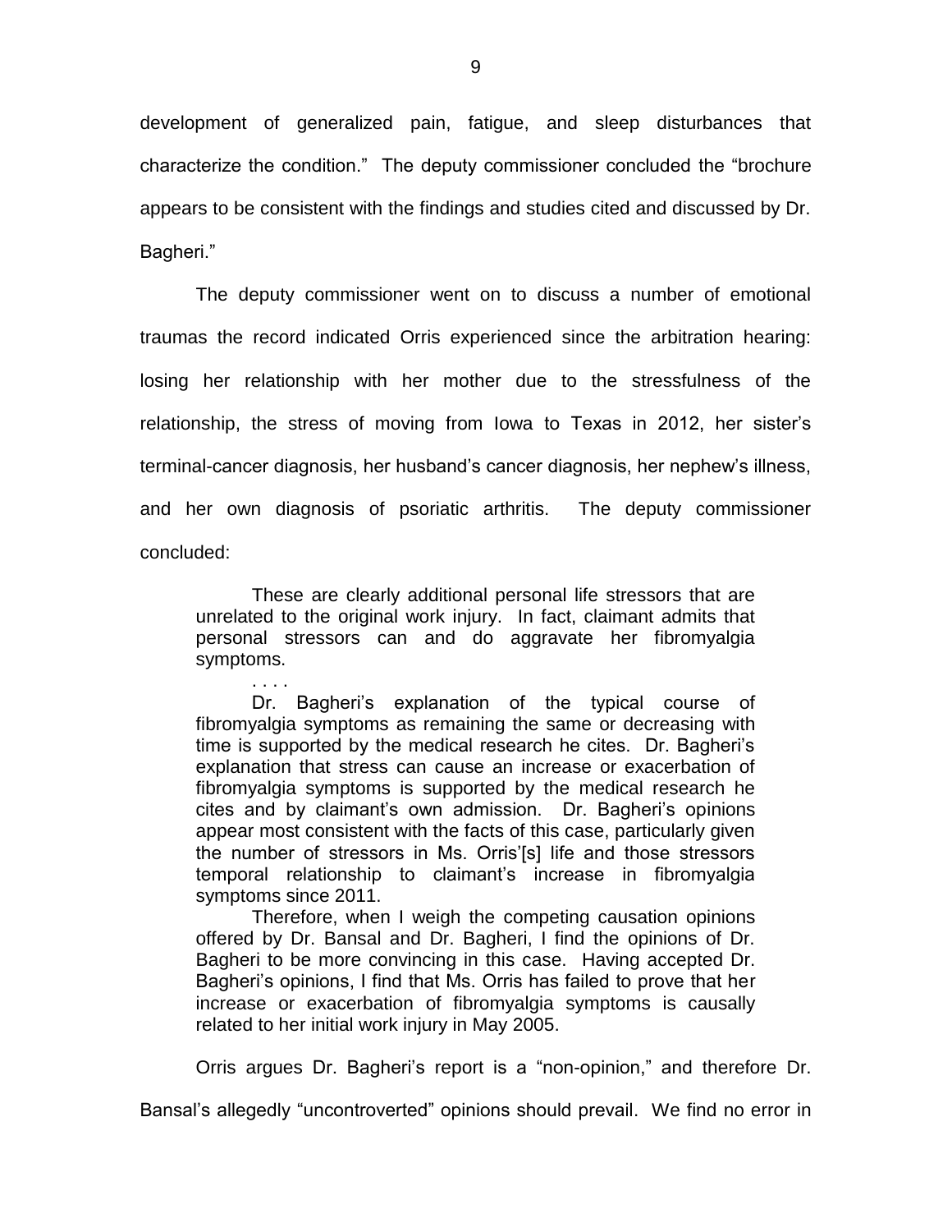development of generalized pain, fatigue, and sleep disturbances that characterize the condition." The deputy commissioner concluded the "brochure appears to be consistent with the findings and studies cited and discussed by Dr. Bagheri."

The deputy commissioner went on to discuss a number of emotional traumas the record indicated Orris experienced since the arbitration hearing: losing her relationship with her mother due to the stressfulness of the relationship, the stress of moving from Iowa to Texas in 2012, her sister's terminal-cancer diagnosis, her husband's cancer diagnosis, her nephew's illness, and her own diagnosis of psoriatic arthritis. The deputy commissioner concluded:

> These are clearly additional personal life stressors that are unrelated to the original work injury. In fact, claimant admits that personal stressors can and do aggravate her fibromyalgia symptoms.
>
> . . . .
>
> Dr. Bagheri's explanation of the typical course of fibromyalgia symptoms as remaining the same or decreasing with time is supported by the medical research he cites. Dr. Bagheri's explanation that stress can cause an increase or exacerbation of fibromyalgia symptoms is supported by the medical research he cites and by claimant's own admission. Dr. Bagheri's opinions appear most consistent with the facts of this case, particularly given the number of stressors in Ms. Orris'[s] life and those stressors temporal relationship to claimant's increase in fibromyalgia symptoms since 2011.
>
> Therefore, when I weigh the competing causation opinions offered by Dr. Bansal and Dr. Bagheri, I find the opinions of Dr. Bagheri to be more convincing in this case. Having accepted Dr. Bagheri's opinions, I find that Ms. Orris has failed to prove that her increase or exacerbation of fibromyalgia symptoms is causally related to her initial work injury in May 2005.

Orris argues Dr. Bagheri's report is a "non-opinion," and therefore Dr. Bansal's allegedly "uncontroverted" opinions should prevail. We find no error in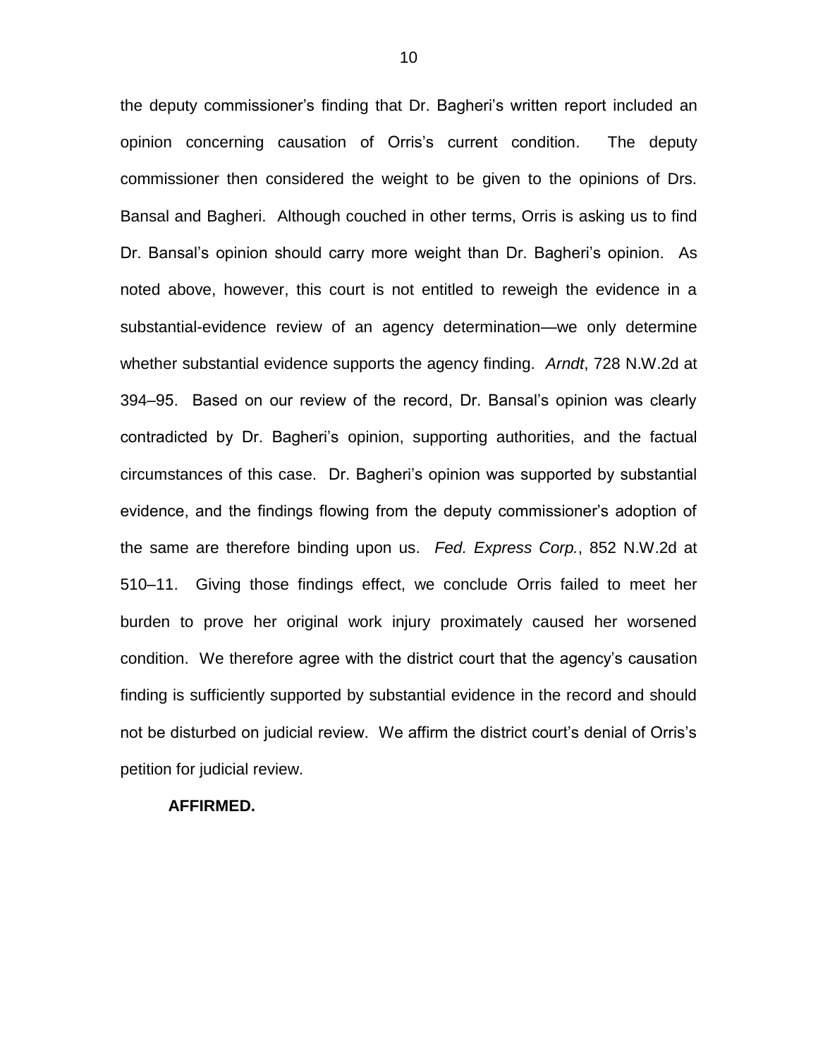the deputy commissioner's finding that Dr. Bagheri's written report included an opinion concerning causation of Orris's current condition. The deputy commissioner then considered the weight to be given to the opinions of Drs. Bansal and Bagheri. Although couched in other terms, Orris is asking us to find Dr. Bansal's opinion should carry more weight than Dr. Bagheri's opinion. As noted above, however, this court is not entitled to reweigh the evidence in a substantial-evidence review of an agency determination—we only determine whether substantial evidence supports the agency finding. *Arndt*, 728 N.W.2d at 394–95. Based on our review of the record, Dr. Bansal's opinion was clearly contradicted by Dr. Bagheri's opinion, supporting authorities, and the factual circumstances of this case. Dr. Bagheri's opinion was supported by substantial evidence, and the findings flowing from the deputy commissioner's adoption of the same are therefore binding upon us. *Fed. Express Corp.*, 852 N.W.2d at 510–11. Giving those findings effect, we conclude Orris failed to meet her burden to prove her original work injury proximately caused her worsened condition. We therefore agree with the district court that the agency's causation finding is sufficiently supported by substantial evidence in the record and should not be disturbed on judicial review. We affirm the district court's denial of Orris's petition for judicial review.

**AFFIRMED.**